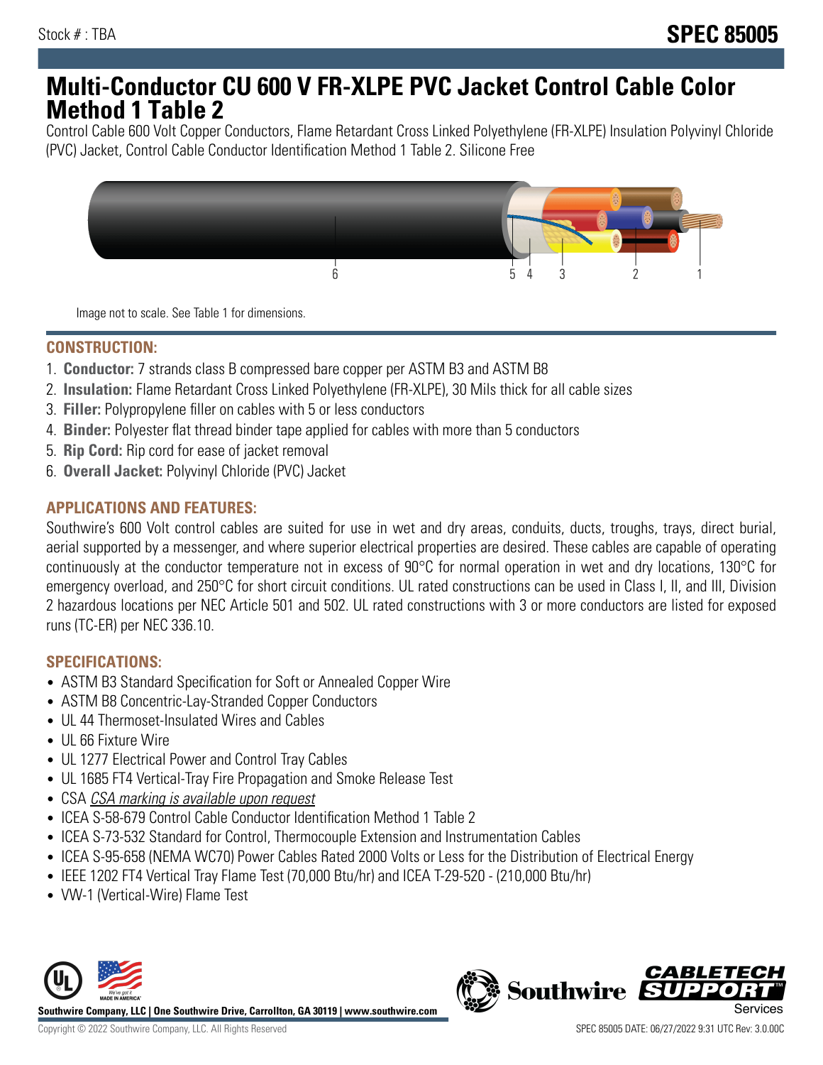Stock # : TBA

# SPEC 85005

# Multi-Conductor CU 600 V FR-XLPE PVC Jacket Control Cable Color Method 1 Table 2

Control Cable 600 Volt Copper Conductors, Flame Retardant Cross Linked Polyethylene (FR-XLPE) Insulation Polyvinyl Chloride (PVC) Jacket, Control Cable Conductor Identification Method 1 Table 2. Silicone Free

6 5 4 3 2 1

Image not to scale. See Table 1 for dimensions.

## CONSTRUCTION:

1. **Conductor:** 7 strands class B compressed bare copper per ASTM B3 and ASTM B8
2. **Insulation:** Flame Retardant Cross Linked Polyethylene (FR-XLPE), 30 Mils thick for all cable sizes
3. **Filler:** Polypropylene filler on cables with 5 or less conductors
4. **Binder:** Polyester flat thread binder tape applied for cables with more than 5 conductors
5. **Rip Cord:** Rip cord for ease of jacket removal
6. **Overall Jacket:** Polyvinyl Chloride (PVC) Jacket

## APPLICATIONS AND FEATURES:

Southwire's 600 Volt control cables are suited for use in wet and dry areas, conduits, ducts, troughs, trays, direct burial, aerial supported by a messenger, and where superior electrical properties are desired. These cables are capable of operating continuously at the conductor temperature not in excess of 90°C for normal operation in wet and dry locations, 130°C for emergency overload, and 250°C for short circuit conditions. UL rated constructions can be used in Class I, II, and III, Division 2 hazardous locations per NEC Article 501 and 502. UL rated constructions with 3 or more conductors are listed for exposed runs (TC-ER) per NEC 336.10.

## SPECIFICATIONS:

- ASTM B3 Standard Specification for Soft or Annealed Copper Wire
- ASTM B8 Concentric-Lay-Stranded Copper Conductors
- UL 44 Thermoset-Insulated Wires and Cables
- UL 66 Fixture Wire
- UL 1277 Electrical Power and Control Tray Cables
- UL 1685 FT4 Vertical-Tray Fire Propagation and Smoke Release Test
- CSA *CSA marking is available upon request*
- ICEA S-58-679 Control Cable Conductor Identification Method 1 Table 2
- ICEA S-73-532 Standard for Control, Thermocouple Extension and Instrumentation Cables
- ICEA S-95-658 (NEMA WC70) Power Cables Rated 2000 Volts or Less for the Distribution of Electrical Energy
- IEEE 1202 FT4 Vertical Tray Flame Test (70,000 Btu/hr) and ICEA T-29-520 - (210,000 Btu/hr)
- VW-1 (Vertical-Wire) Flame Test

**Southwire Company, LLC | One Southwire Drive, Carrollton, GA 30119 | www.southwire.com**

Copyright © 2022 Southwire Company, LLC. All Rights Reserved

SPEC 85005 DATE: 06/27/2022 9:31 UTC Rev: 3.0.00C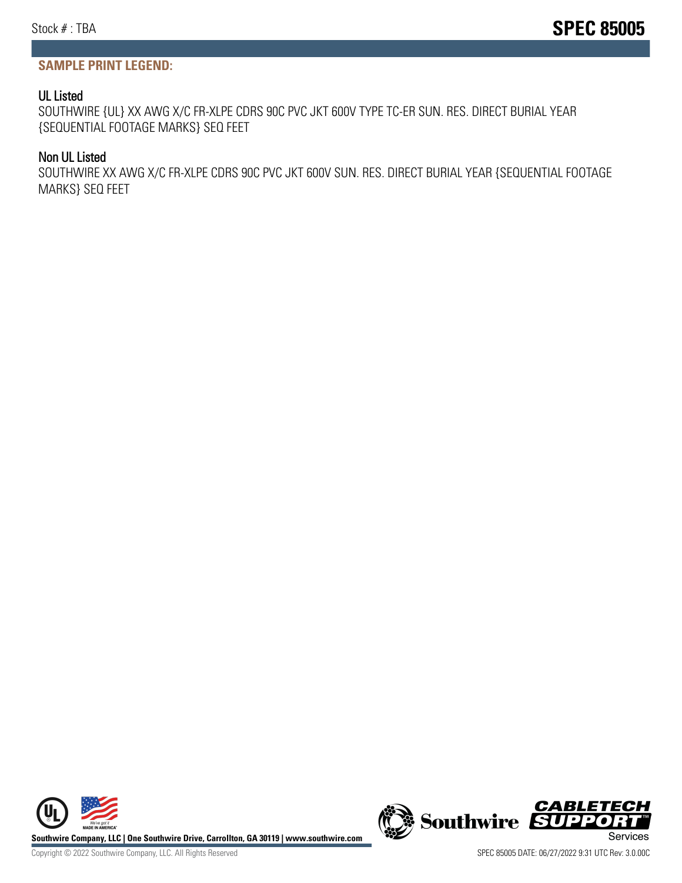## SAMPLE PRINT LEGEND:

### UL Listed

SOUTHWIRE {UL} XX AWG X/C FR-XLPE CDRS 90C PVC JKT 600V TYPE TC-ER SUN. RES. DIRECT BURIAL YEAR {SEQUENTIAL FOOTAGE MARKS} SEQ FEET

### Non UL Listed

SOUTHWIRE XX AWG X/C FR-XLPE CDRS 90C PVC JKT 600V SUN. RES. DIRECT BURIAL YEAR {SEQUENTIAL FOOTAGE MARKS} SEQ FEET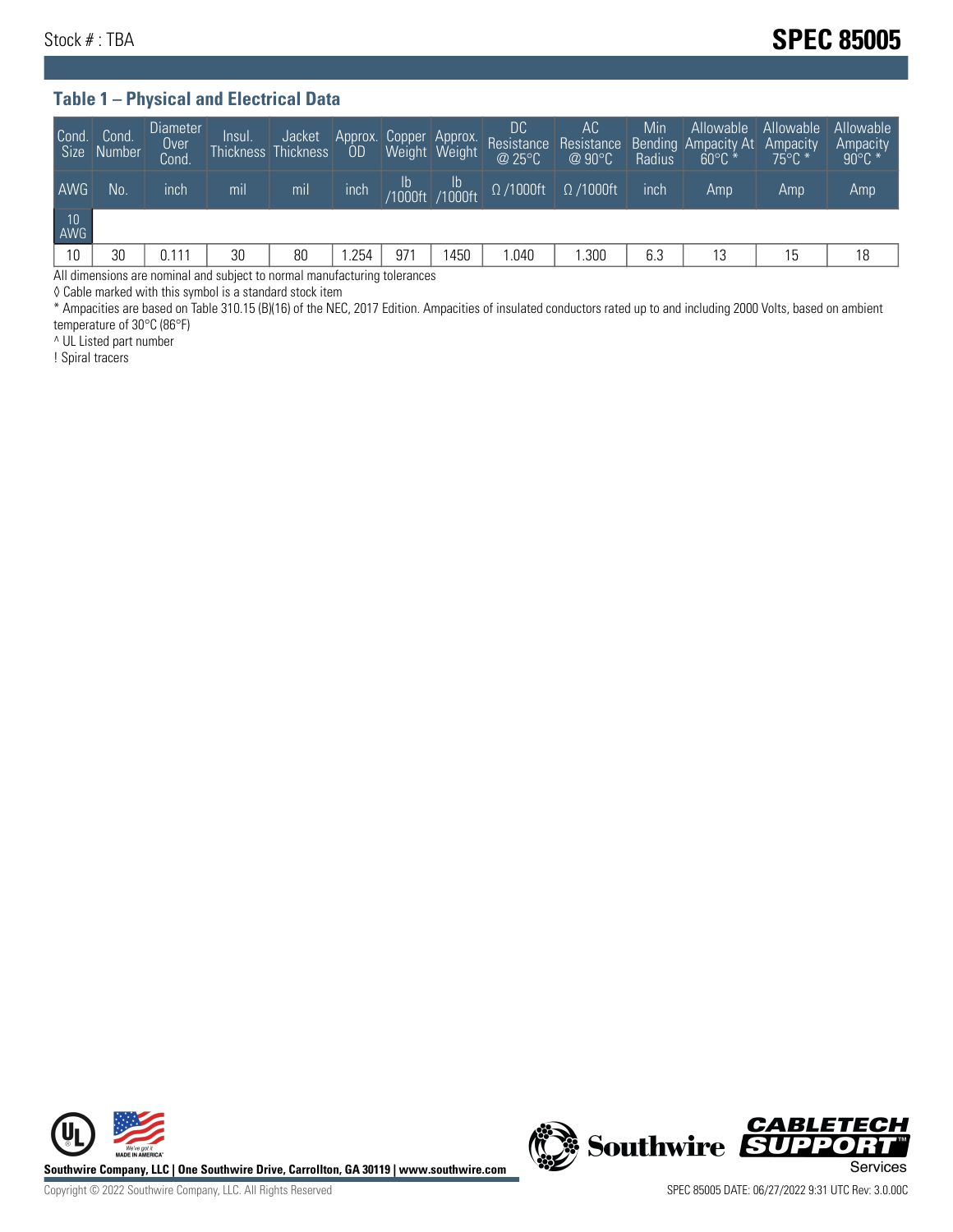Stock # : TBA

# SPEC 85005

## Table 1 – Physical and Electrical Data

| Cond. Size | Cond. Number | Diameter Over Cond. | Insul. Thickness | Jacket Thickness | Approx. OD | Copper Weight | Approx. Weight | DC Resistance @ 25°C | AC Resistance @ 90°C | Min Bending Radius | Allowable Ampacity At 60°C * | Allowable Ampacity 75°C * | Allowable Ampacity 90°C * |
|---|---|---|---|---|---|---|---|---|---|---|---|---|---|
| AWG | No. | inch | mil | mil | inch | lb /1000ft | lb /1000ft | Ω /1000ft | Ω /1000ft | inch | Amp | Amp | Amp |
| 10 AWG | | | | | | | | | | | | | |
| 10 | 30 | 0.111 | 30 | 80 | 1.254 | 971 | 1450 | 1.040 | 1.300 | 6.3 | 13 | 15 | 18 |

All dimensions are nominal and subject to normal manufacturing tolerances

◊ Cable marked with this symbol is a standard stock item

* Ampacities are based on Table 310.15 (B)(16) of the NEC, 2017 Edition. Ampacities of insulated conductors rated up to and including 2000 Volts, based on ambient temperature of 30°C (86°F)

^ UL Listed part number

! Spiral tracers

Southwire Company, LLC | One Southwire Drive, Carrollton, GA 30119 | www.southwire.com

Copyright © 2022 Southwire Company, LLC. All Rights Reserved

SPEC 85005 DATE: 06/27/2022 9:31 UTC Rev: 3.0.00C